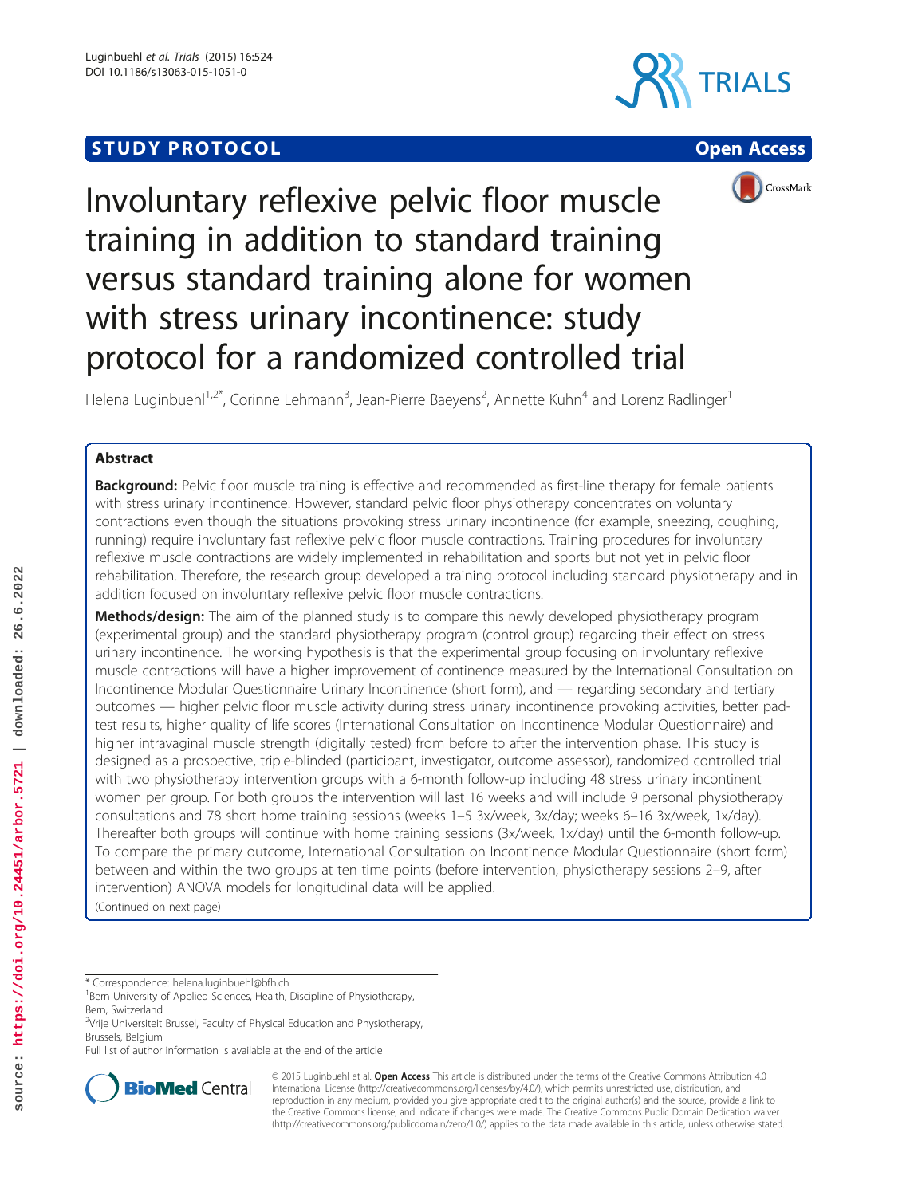STUDY PROTOCOL Open Access

# Involuntary reflexive pelvic floor muscle training in addition to standard training versus standard training alone for women with stress urinary incontinence: study protocol for a randomized controlled trial

Helena Luginbuehl[1,2*], Corinne Lehmann[3], Jean-Pierre Baeyens[2], Annette Kuhn[4] and Lorenz Radlinger[1]

## Abstract

**Background:** Pelvic floor muscle training is effective and recommended as first-line therapy for female patients with stress urinary incontinence. However, standard pelvic floor physiotherapy concentrates on voluntary contractions even though the situations provoking stress urinary incontinence (for example, sneezing, coughing, running) require involuntary fast reflexive pelvic floor muscle contractions. Training procedures for involuntary reflexive muscle contractions are widely implemented in rehabilitation and sports but not yet in pelvic floor rehabilitation. Therefore, the research group developed a training protocol including standard physiotherapy and in addition focused on involuntary reflexive pelvic floor muscle contractions.

**Methods/design:** The aim of the planned study is to compare this newly developed physiotherapy program (experimental group) and the standard physiotherapy program (control group) regarding their effect on stress urinary incontinence. The working hypothesis is that the experimental group focusing on involuntary reflexive muscle contractions will have a higher improvement of continence measured by the International Consultation on Incontinence Modular Questionnaire Urinary Incontinence (short form), and — regarding secondary and tertiary outcomes — higher pelvic floor muscle activity during stress urinary incontinence provoking activities, better pad-test results, higher quality of life scores (International Consultation on Incontinence Modular Questionnaire) and higher intravaginal muscle strength (digitally tested) from before to after the intervention phase. This study is designed as a prospective, triple-blinded (participant, investigator, outcome assessor), randomized controlled trial with two physiotherapy intervention groups with a 6-month follow-up including 48 stress urinary incontinent women per group. For both groups the intervention will last 16 weeks and will include 9 personal physiotherapy consultations and 78 short home training sessions (weeks 1–5 3x/week, 3x/day; weeks 6–16 3x/week, 1x/day). Thereafter both groups will continue with home training sessions (3x/week, 1x/day) until the 6-month follow-up. To compare the primary outcome, International Consultation on Incontinence Modular Questionnaire Urinary Incontinence (short form) between and within the two groups at ten time points (before intervention, physiotherapy sessions 2–9, after intervention) ANOVA models for longitudinal data will be applied.

(Continued on next page)

* Correspondence: helena.luginbuehl@bfh.ch
[1]Bern University of Applied Sciences, Health, Discipline of Physiotherapy, Bern, Switzerland
[2]Vrije Universiteit Brussel, Faculty of Physical Education and Physiotherapy, Brussels, Belgium
Full list of author information is available at the end of the article

© 2015 Luginbuehl et al. **Open Access** This article is distributed under the terms of the Creative Commons Attribution 4.0 International License (http://creativecommons.org/licenses/by/4.0/), which permits unrestricted use, distribution, and reproduction in any medium, provided you give appropriate credit to the original author(s) and the source, provide a link to the Creative Commons license, and indicate if changes were made. The Creative Commons Public Domain Dedication waiver (http://creativecommons.org/publicdomain/zero/1.0/) applies to the data made available in this article, unless otherwise stated.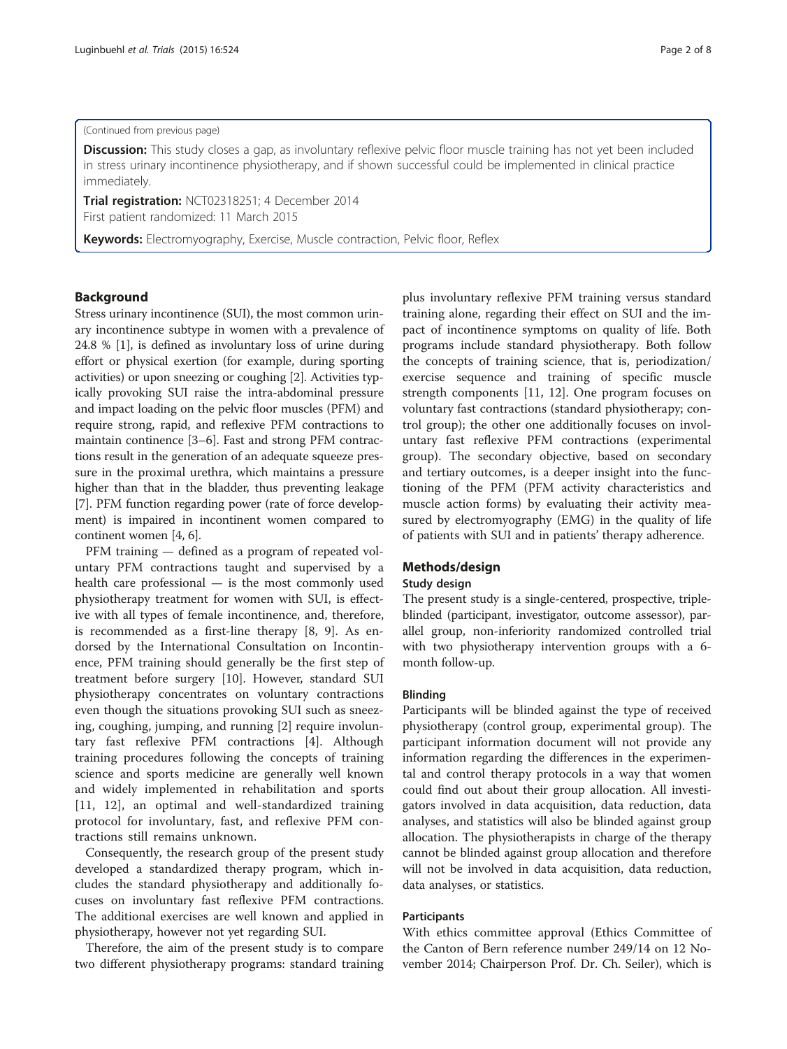(Continued from previous page)

**Discussion:** This study closes a gap, as involuntary reflexive pelvic floor muscle training has not yet been included in stress urinary incontinence physiotherapy, and if shown successful could be implemented in clinical practice immediately.

**Trial registration:** NCT02318251; 4 December 2014
First patient randomized: 11 March 2015

**Keywords:** Electromyography, Exercise, Muscle contraction, Pelvic floor, Reflex

## Background

Stress urinary incontinence (SUI), the most common urinary incontinence subtype in women with a prevalence of 24.8 % [1], is defined as involuntary loss of urine during effort or physical exertion (for example, during sporting activities) or upon sneezing or coughing [2]. Activities typically provoking SUI raise the intra-abdominal pressure and impact loading on the pelvic floor muscles (PFM) and require strong, rapid, and reflexive PFM contractions to maintain continence [3–6]. Fast and strong PFM contractions result in the generation of an adequate squeeze pressure in the proximal urethra, which maintains a pressure higher than that in the bladder, thus preventing leakage [7]. PFM function regarding power (rate of force development) is impaired in incontinent women compared to continent women [4, 6].

PFM training — defined as a program of repeated voluntary PFM contractions taught and supervised by a health care professional — is the most commonly used physiotherapy treatment for women with SUI, is effective with all types of female incontinence, and, therefore, is recommended as a first-line therapy [8, 9]. As endorsed by the International Consultation on Incontinence, PFM training should generally be the first step of treatment before surgery [10]. However, standard SUI physiotherapy concentrates on voluntary contractions even though the situations provoking SUI such as sneezing, coughing, jumping, and running [2] require involuntary fast reflexive PFM contractions [4]. Although training procedures following the concepts of training science and sports medicine are generally well known and widely implemented in rehabilitation and sports [11, 12], an optimal and well-standardized training protocol for involuntary, fast, and reflexive PFM contractions still remains unknown.

Consequently, the research group of the present study developed a standardized therapy program, which includes the standard physiotherapy and additionally focuses on involuntary fast reflexive PFM contractions. The additional exercises are well known and applied in physiotherapy, however not yet regarding SUI.

Therefore, the aim of the present study is to compare two different physiotherapy programs: standard training plus involuntary reflexive PFM training versus standard training alone, regarding their effect on SUI and the impact of incontinence symptoms on quality of life. Both programs include standard physiotherapy. Both follow the concepts of training science, that is, periodization/exercise sequence and training of specific muscle strength components [11, 12]. One program focuses on voluntary fast contractions (standard physiotherapy; control group); the other one additionally focuses on involuntary fast reflexive PFM contractions (experimental group). The secondary objective, based on secondary and tertiary outcomes, is a deeper insight into the functioning of the PFM (PFM activity characteristics and muscle action forms) by evaluating their activity measured by electromyography (EMG) in the quality of life of patients with SUI and in patients' therapy adherence.

## Methods/design

### Study design

The present study is a single-centered, prospective, triple-blinded (participant, investigator, outcome assessor), parallel group, non-inferiority randomized controlled trial with two physiotherapy intervention groups with a 6-month follow-up.

#### Blinding

Participants will be blinded against the type of received physiotherapy (control group, experimental group). The participant information document will not provide any information regarding the differences in the experimental and control therapy protocols in a way that women could find out about their group allocation. All investigators involved in data acquisition, data reduction, data analyses, and statistics will also be blinded against group allocation. The physiotherapists in charge of the therapy cannot be blinded against group allocation and therefore will not be involved in data acquisition, data reduction, data analyses, or statistics.

#### Participants

With ethics committee approval (Ethics Committee of the Canton of Bern reference number 249/14 on 12 November 2014; Chairperson Prof. Dr. Ch. Seiler), which is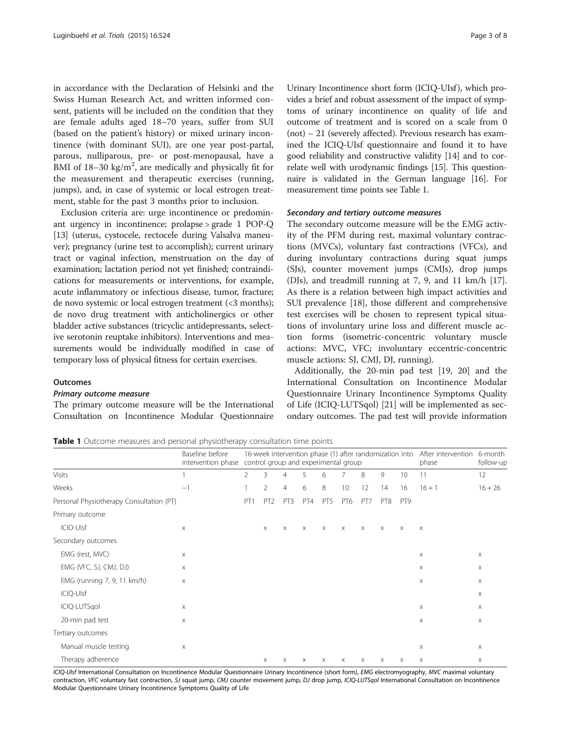in accordance with the Declaration of Helsinki and the Swiss Human Research Act, and written informed consent, patients will be included on the condition that they are female adults aged 18–70 years, suffer from SUI (based on the patient's history) or mixed urinary incontinence (with dominant SUI), are one year post-partal, parous, nulliparous, pre- or post-menopausal, have a BMI of 18–30 $kg/m^2$, are medically and physically fit for the measurement and therapeutic exercises (running, jumps), and, in case of systemic or local estrogen treatment, stable for the past 3 months prior to inclusion.

Exclusion criteria are: urge incontinence or predominant urgency in incontinence; prolapse > grade 1 POP-Q [13] (uterus, cystocele, rectocele during Valsalva maneuver); pregnancy (urine test to accomplish); current urinary tract or vaginal infection, menstruation on the day of examination; lactation period not yet finished; contraindications for measurements or interventions, for example, acute inflammatory or infectious disease, tumor, fracture; de novo systemic or local estrogen treatment (<3 months); de novo drug treatment with anticholinergics or other bladder active substances (tricyclic antidepressants, selective serotonin reuptake inhibitors). Interventions and measurements would be individually modified in case of temporary loss of physical fitness for certain exercises.

### Outcomes

#### Primary outcome measure

The primary outcome measure will be the International Consultation on Incontinence Modular Questionnaire Urinary Incontinence short form (ICIQ-UIsf), which provides a brief and robust assessment of the impact of symptoms of urinary incontinence on quality of life and outcome of treatment and is scored on a scale from 0 (not) – 21 (severely affected). Previous research has examined the ICIQ-UIsf questionnaire and found it to have good reliability and constructive validity [14] and to correlate well with urodynamic findings [15]. This questionnaire is validated in the German language [16]. For measurement time points see Table 1.

#### Secondary and tertiary outcome measures

The secondary outcome measure will be the EMG activity of the PFM during rest, maximal voluntary contractions (MVCs), voluntary fast contractions (VFCs), and during involuntary contractions during squat jumps (SJs), counter movement jumps (CMJs), drop jumps (DJs), and treadmill running at 7, 9, and 11 km/h [17]. As there is a relation between high impact activities and SUI prevalence [18], those different and comprehensive test exercises will be chosen to represent typical situations of involuntary urine loss and different muscle action forms (isometric-concentric voluntary muscle actions: MVC, VFC; involuntary eccentric-concentric muscle actions: SJ, CMJ, DJ, running).

Additionally, the 20-min pad test [19, 20] and the International Consultation on Incontinence Modular Questionnaire Urinary Incontinence Symptoms Quality of Life (ICIQ-LUTSqol) [21] will be implemented as secondary outcomes. The pad test will provide information

**Table 1** Outcome measures and personal physiotherapy consultation time points

| | Baseline before intervention phase | 16-week intervention phase (1) after randomization into control group and experimental group | | | | | | | | | After intervention phase | 6-month follow-up |
|---|---|---|---|---|---|---|---|---|---|---|---|---|
| Visits | 1 | 2 | 3 | 4 | 5 | 6 | 7 | 8 | 9 | 10 | 11 | 12 |
| Weeks | −1 | 1 | 2 | 4 | 6 | 8 | 10 | 12 | 14 | 16 | 16 + 1 | 16 + 26 |
| Personal Physiotherapy Consultation (PT) | | PT1 | PT2 | PT3 | PT4 | PT5 | PT6 | PT7 | PT8 | PT9 | | |
| Primary outcome | | | | | | | | | | | | |
| ICIQ-UIsf | x | | x | x | x | x | x | x | x | x | x | |
| Secondary outcomes | | | | | | | | | | | | |
| EMG (rest, MVC) | x | | | | | | | | | | x | x |
| EMG (VFC, SJ, CMJ, DJ) | x | | | | | | | | | | x | x |
| EMG (running 7, 9, 11 km/h) | x | | | | | | | | | | x | x |
| ICIQ-UIsf | | | | | | | | | | | | x |
| ICIQ-LUTSqol | x | | | | | | | | | | x | x |
| 20-min pad test | x | | | | | | | | | | x | x |
| Tertiary outcomes | | | | | | | | | | | | |
| Manual muscle testing | x | | | | | | | | | | x | x |
| Therapy adherence | | | x | x | x | x | x | x | x | x | x | x |

*ICIQ-UIsf* International Consultation on Incontinence Modular Questionnaire Urinary Incontinence (short form), *EMG* electromyography, *MVC* maximal voluntary contraction, *VFC* voluntary fast contraction, *SJ* squat jump, *CMJ* counter movement jump, *DJ* drop jump, *ICIQ-LUTSqol* International Consultation on Incontinence Modular Questionnaire Urinary Incontinence Symptoms Quality of Life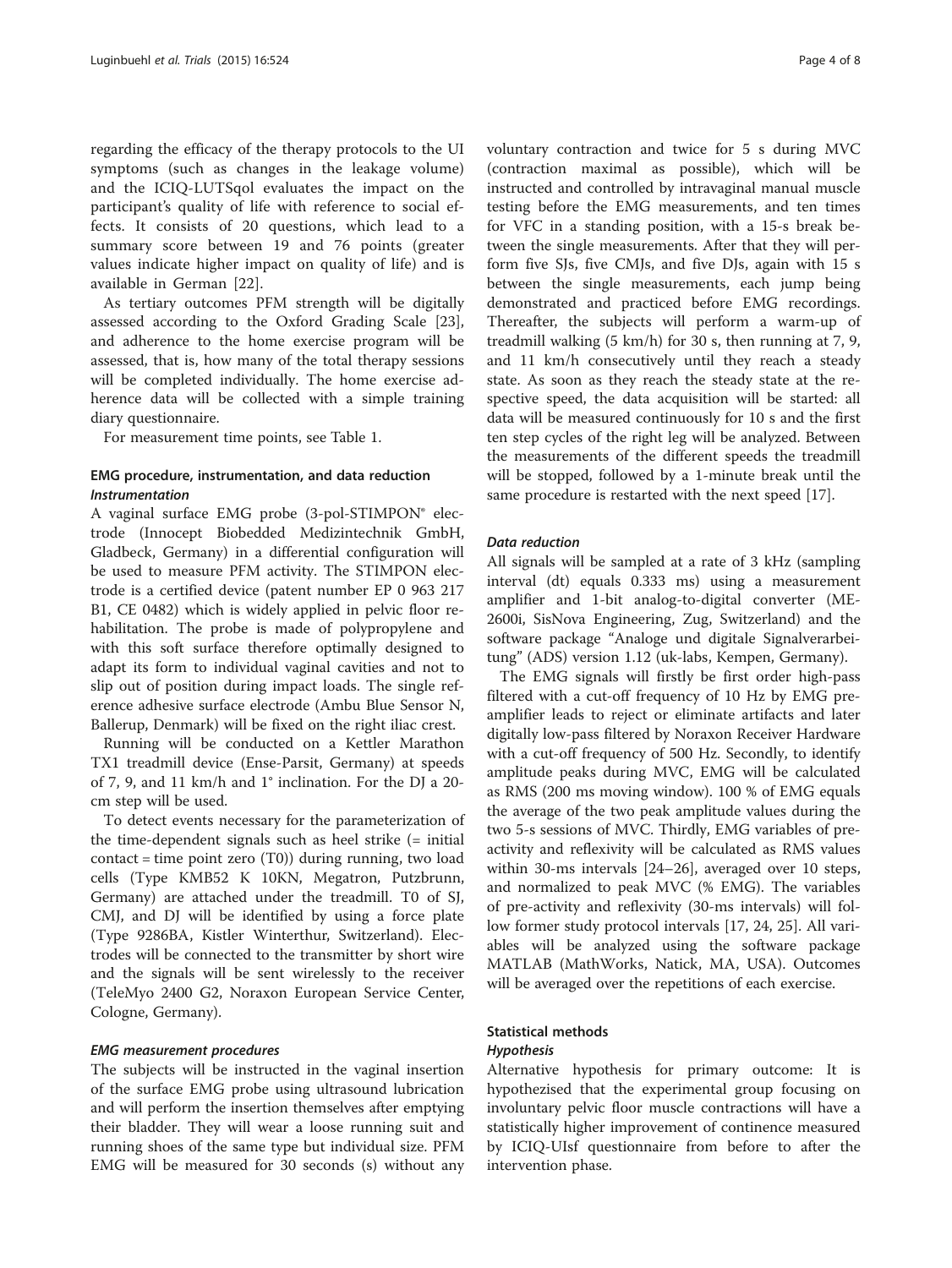regarding the efficacy of the therapy protocols to the UI symptoms (such as changes in the leakage volume) and the ICIQ-LUTSqol evaluates the impact on the participant's quality of life with reference to social effects. It consists of 20 questions, which lead to a summary score between 19 and 76 points (greater values indicate higher impact on quality of life) and is available in German [22].

As tertiary outcomes PFM strength will be digitally assessed according to the Oxford Grading Scale [23], and adherence to the home exercise program will be assessed, that is, how many of the total therapy sessions will be completed individually. The home exercise adherence data will be collected with a simple training diary questionnaire.

For measurement time points, see Table 1.

### EMG procedure, instrumentation, and data reduction

#### *Instrumentation*

A vaginal surface EMG probe (3-pol-STIMPON® electrode (Innocept Biobedded Medizintechnik GmbH, Gladbeck, Germany) in a differential configuration will be used to measure PFM activity. The STIMPON electrode is a certified device (patent number EP 0 963 217 B1, CE 0482) which is widely applied in pelvic floor rehabilitation. The probe is made of polypropylene and with this soft surface therefore optimally designed to adapt its form to individual vaginal cavities and not to slip out of position during impact loads. The single reference adhesive surface electrode (Ambu Blue Sensor N, Ballerup, Denmark) will be fixed on the right iliac crest.

Running will be conducted on a Kettler Marathon TX1 treadmill device (Ense-Parsit, Germany) at speeds of 7, 9, and 11 km/h and 1° inclination. For the DJ a 20-cm step will be used.

To detect events necessary for the parameterization of the time-dependent signals such as heel strike (= initial contact = time point zero (T0)) during running, two load cells (Type KMB52 K 10KN, Megatron, Putzbrunn, Germany) are attached under the treadmill. T0 of SJ, CMJ, and DJ will be identified by using a force plate (Type 9286BA, Kistler Winterthur, Switzerland). Electrodes will be connected to the transmitter by short wire and the signals will be sent wirelessly to the receiver (TeleMyo 2400 G2, Noraxon European Service Center, Cologne, Germany).

#### *EMG measurement procedures*

The subjects will be instructed in the vaginal insertion of the surface EMG probe using ultrasound lubrication and will perform the insertion themselves after emptying their bladder. They will wear a loose running suit and running shoes of the same type but individual size. PFM EMG will be measured for 30 seconds (s) without any voluntary contraction and twice for 5 s during MVC (contraction maximal as possible), which will be instructed and controlled by intravaginal manual muscle testing before the EMG measurements, and ten times for VFC in a standing position, with a 15-s break between the single measurements. After that they will perform five SJs, five CMJs, and five DJs, again with 15 s between the single measurements, each jump being demonstrated and practiced before EMG recordings. Thereafter, the subjects will perform a warm-up of treadmill walking (5 km/h) for 30 s, then running at 7, 9, and 11 km/h consecutively until they reach a steady state. As soon as they reach the steady state at the respective speed, the data acquisition will be started: all data will be measured continuously for 10 s and the first ten step cycles of the right leg will be analyzed. Between the measurements of the different speeds the treadmill will be stopped, followed by a 1-minute break until the same procedure is restarted with the next speed [17].

#### *Data reduction*

All signals will be sampled at a rate of 3 kHz (sampling interval (dt) equals 0.333 ms) using a measurement amplifier and 1-bit analog-to-digital converter (ME-2600i, SisNova Engineering, Zug, Switzerland) and the software package "Analoge und digitale Signalverarbeitung" (ADS) version 1.12 (uk-labs, Kempen, Germany).

The EMG signals will firstly be first order high-pass filtered with a cut-off frequency of 10 Hz by EMG preamplifier leads to reject or eliminate artifacts and later digitally low-pass filtered by Noraxon Receiver Hardware with a cut-off frequency of 500 Hz. Secondly, to identify amplitude peaks during MVC, EMG will be calculated as RMS (200 ms moving window). 100 % of EMG equals the average of the two peak amplitude values during the two 5-s sessions of MVC. Thirdly, EMG variables of preactivity and reflexivity will be calculated as RMS values within 30-ms intervals [24–26], averaged over 10 steps, and normalized to peak MVC (% EMG). The variables of pre-activity and reflexivity (30-ms intervals) will follow former study protocol intervals [17, 24, 25]. All variables will be analyzed using the software package MATLAB (MathWorks, Natick, MA, USA). Outcomes will be averaged over the repetitions of each exercise.

### Statistical methods

#### *Hypothesis*

Alternative hypothesis for primary outcome: It is hypothesized that the experimental group focusing on involuntary pelvic floor muscle contractions will have a statistically higher improvement of continence measured by ICIQ-UIsf questionnaire from before to after the intervention phase.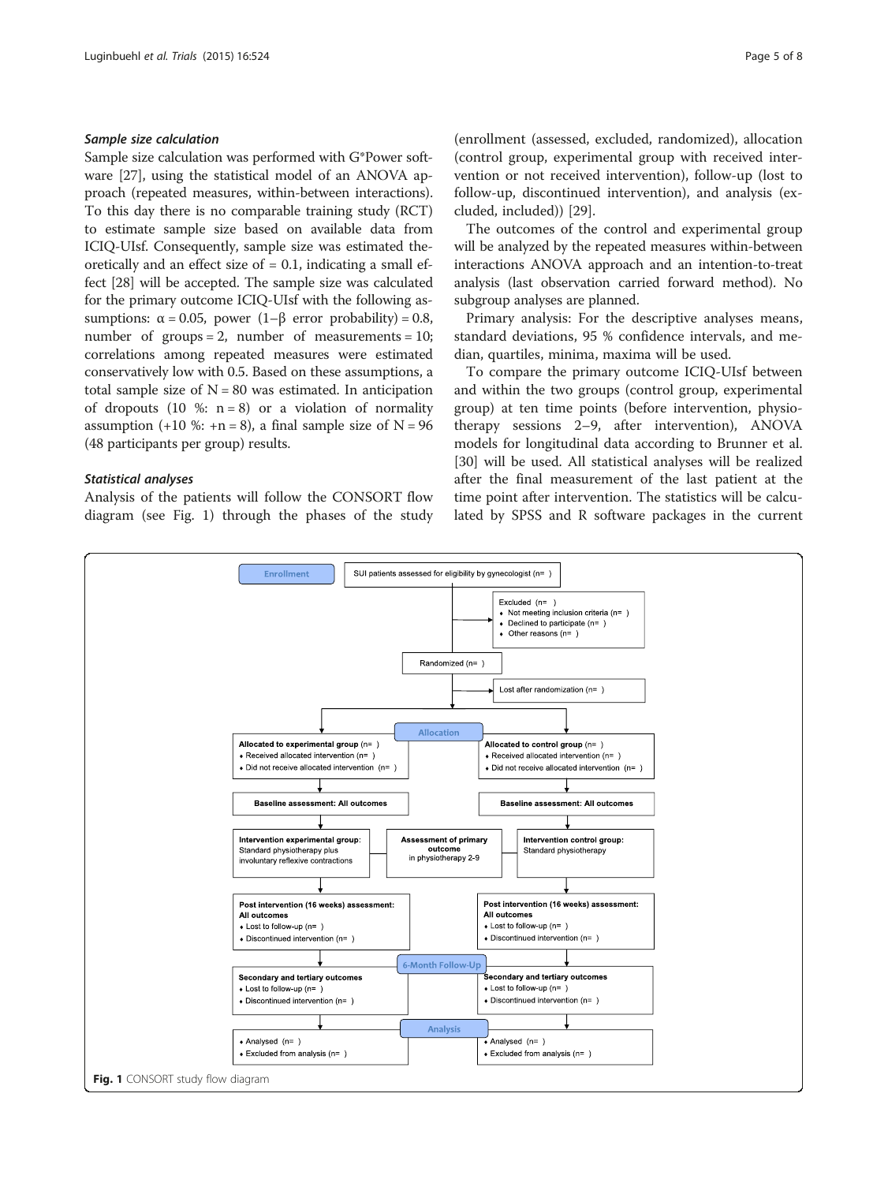### *Sample size calculation*

Sample size calculation was performed with G*Power software [27], using the statistical model of an ANOVA approach (repeated measures, within-between interactions). To this day there is no comparable training study (RCT) to estimate sample size based on available data from ICIQ-UIsf. Consequently, sample size was estimated theoretically and an effect size of = 0.1, indicating a small effect [28] will be accepted. The sample size was calculated for the primary outcome ICIQ-UIsf with the following assumptions: $\alpha = 0.05$, power ($1-\beta$ error probability) = 0.8, number of groups = 2, number of measurements = 10; correlations among repeated measures were estimated conservatively low with 0.5. Based on these assumptions, a total sample size of $N = 80$ was estimated. In anticipation of dropouts (10 %: $n = 8$) or a violation of normality assumption (+10 %: $+n = 8$), a final sample size of $N = 96$ (48 participants per group) results.

### *Statistical analyses*

Analysis of the patients will follow the CONSORT flow diagram (see Fig. 1) through the phases of the study (enrollment (assessed, excluded, randomized), allocation (control group, experimental group with received intervention or not received intervention), follow-up (lost to follow-up, discontinued intervention), and analysis (excluded, included)) [29].

The outcomes of the control and experimental group will be analyzed by the repeated measures within-between interactions ANOVA approach and an intention-to-treat analysis (last observation carried forward method). No subgroup analyses are planned.

Primary analysis: For the descriptive analyses means, standard deviations, 95 % confidence intervals, and median, quartiles, minima, maxima will be used.

To compare the primary outcome ICIQ-UIsf between and within the two groups (control group, experimental group) at ten time points (before intervention, physiotherapy sessions 2–9, after intervention), ANOVA models for longitudinal data according to Brunner et al. [30] will be used. All statistical analyses will be realized after the final measurement of the last patient at the time point after intervention. The statistics will be calculated by SPSS and R software packages in the current

**Enrollment**

SUI patients assessed for eligibility by gynecologist (n= )

Excluded (n= )
- Not meeting inclusion criteria (n= )
- Declined to participate (n= )
- Other reasons (n= )

Randomized (n= )

Lost after randomization (n= )

**Allocation**

| Experimental group | | Control group |
|---|---|---|
| **Allocated to experimental group** (n= ) • Received allocated intervention (n= ) • Did not receive allocated intervention (n= ) | | **Allocated to control group** (n= ) • Received allocated intervention (n= ) • Did not receive allocated intervention (n= ) |
| **Baseline assessment: All outcomes** | | **Baseline assessment: All outcomes** |
| **Intervention experimental group:** Standard physiotherapy plus involuntary reflexive contractions | **Assessment of primary outcome** in physiotherapy 2-9 | **Intervention control group:** Standard physiotherapy |
| **Post intervention (16 weeks) assessment: All outcomes** • Lost to follow-up (n= ) • Discontinued intervention (n= ) | | **Post intervention (16 weeks) assessment: All outcomes** • Lost to follow-up (n= ) • Discontinued intervention (n= ) |
| **6-Month Follow-Up** | | |
| **Secondary and tertiary outcomes** • Lost to follow-up (n= ) • Discontinued intervention (n= ) | | **Secondary and tertiary outcomes** • Lost to follow-up (n= ) • Discontinued intervention (n= ) |
| **Analysis** | | |
| • Analysed (n= ) • Excluded from analysis (n= ) | | • Analysed (n= ) • Excluded from analysis (n= ) |

**Fig. 1** CONSORT study flow diagram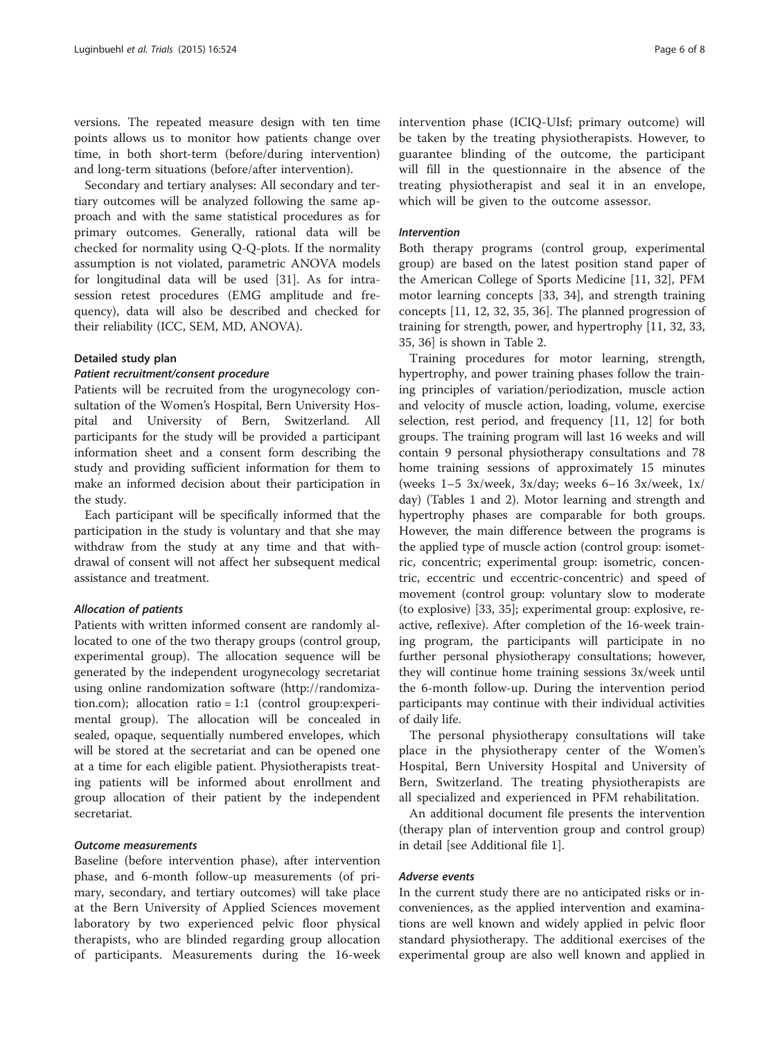versions. The repeated measure design with ten time points allows us to monitor how patients change over time, in both short-term (before/during intervention) and long-term situations (before/after intervention).

Secondary and tertiary analyses: All secondary and tertiary outcomes will be analyzed following the same approach and with the same statistical procedures as for primary outcomes. Generally, rational data will be checked for normality using Q-Q-plots. If the normality assumption is not violated, parametric ANOVA models for longitudinal data will be used [31]. As for intrasession retest procedures (EMG amplitude and frequency), data will also be described and checked for their reliability (ICC, SEM, MD, ANOVA).

## Detailed study plan

### *Patient recruitment/consent procedure*

Patients will be recruited from the urogynecology consultation of the Women's Hospital, Bern University Hospital and University of Bern, Switzerland. All participants for the study will be provided a participant information sheet and a consent form describing the study and providing sufficient information for them to make an informed decision about their participation in the study.

Each participant will be specifically informed that the participation in the study is voluntary and that she may withdraw from the study at any time and that withdrawal of consent will not affect her subsequent medical assistance and treatment.

### *Allocation of patients*

Patients with written informed consent are randomly allocated to one of the two therapy groups (control group, experimental group). The allocation sequence will be generated by the independent urogynecology secretariat using online randomization software (http://randomization.com); allocation ratio = 1:1 (control group:experimental group). The allocation will be concealed in sealed, opaque, sequentially numbered envelopes, which will be stored at the secretariat and can be opened one at a time for each eligible patient. Physiotherapists treating patients will be informed about enrollment and group allocation of their patient by the independent secretariat.

### *Outcome measurements*

Baseline (before intervention phase), after intervention phase, and 6-month follow-up measurements (of primary, secondary, and tertiary outcomes) will take place at the Bern University of Applied Sciences movement laboratory by two experienced pelvic floor physical therapists, who are blinded regarding group allocation of participants. Measurements during the 16-week intervention phase (ICIQ-UIsf; primary outcome) will be taken by the treating physiotherapists. However, to guarantee blinding of the outcome, the participant will fill in the questionnaire in the absence of the treating physiotherapist and seal it in an envelope, which will be given to the outcome assessor.

### *Intervention*

Both therapy programs (control group, experimental group) are based on the latest position stand paper of the American College of Sports Medicine [11, 32], PFM motor learning concepts [33, 34], and strength training concepts [11, 12, 32, 35, 36]. The planned progression of training for strength, power, and hypertrophy [11, 32, 33, 35, 36] is shown in Table 2.

Training procedures for motor learning, strength, hypertrophy, and power training phases follow the training principles of variation/periodization, muscle action and velocity of muscle action, loading, volume, exercise selection, rest period, and frequency [11, 12] for both groups. The training program will last 16 weeks and will contain 9 personal physiotherapy consultations and 78 home training sessions of approximately 15 minutes (weeks 1–5 3x/week, 3x/day; weeks 6–16 3x/week, 1x/day) (Tables 1 and 2). Motor learning and strength and hypertrophy phases are comparable for both groups. However, the main difference between the programs is the applied type of muscle action (control group: isometric, concentric; experimental group: isometric, concentric, eccentric und eccentric-concentric) and speed of movement (control group: voluntary slow to moderate (to explosive) [33, 35]; experimental group: explosive, reactive, reflexive). After completion of the 16-week training program, the participants will participate in no further personal physiotherapy consultations; however, they will continue home training sessions 3x/week until the 6-month follow-up. During the intervention period participants may continue with their individual activities of daily life.

The personal physiotherapy consultations will take place in the physiotherapy center of the Women's Hospital, Bern University Hospital and University of Bern, Switzerland. The treating physiotherapists are all specialized and experienced in PFM rehabilitation.

An additional document file presents the intervention (therapy plan of intervention group and control group) in detail [see Additional file 1].

### *Adverse events*

In the current study there are no anticipated risks or inconveniences, as the applied intervention and examinations are well known and widely applied in pelvic floor standard physiotherapy. The additional exercises of the experimental group are also well known and applied in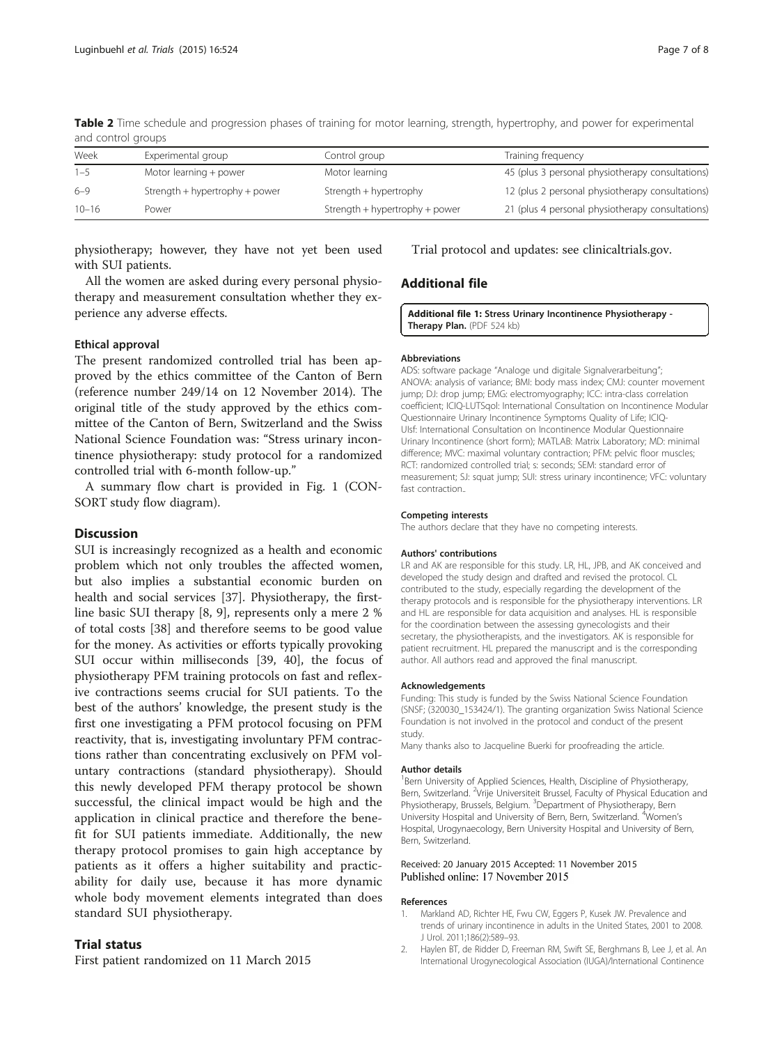**Table 2** Time schedule and progression phases of training for motor learning, strength, hypertrophy, and power for experimental and control groups

| Week | Experimental group | Control group | Training frequency |
|---|---|---|---|
| 1–5 | Motor learning + power | Motor learning | 45 (plus 3 personal physiotherapy consultations) |
| 6–9 | Strength + hypertrophy + power | Strength + hypertrophy | 12 (plus 2 personal physiotherapy consultations) |
| 10–16 | Power | Strength + hypertrophy + power | 21 (plus 4 personal physiotherapy consultations) |

physiotherapy; however, they have not yet been used with SUI patients.

All the women are asked during every personal physiotherapy and measurement consultation whether they experience any adverse effects.

### Ethical approval

The present randomized controlled trial has been approved by the ethics committee of the Canton of Bern (reference number 249/14 on 12 November 2014). The original title of the study approved by the ethics committee of the Canton of Bern, Switzerland and the Swiss National Science Foundation was: "Stress urinary incontinence physiotherapy: study protocol for a randomized controlled trial with 6-month follow-up."

A summary flow chart is provided in Fig. 1 (CONSORT study flow diagram).

## Discussion

SUI is increasingly recognized as a health and economic problem which not only troubles the affected women, but also implies a substantial economic burden on health and social services [37]. Physiotherapy, the first-line basic SUI therapy [8, 9], represents only a mere 2 % of total costs [38] and therefore seems to be good value for the money. As activities or efforts typically provoking SUI occur within milliseconds [39, 40], the focus of physiotherapy PFM training protocols on fast and reflexive contractions seems crucial for SUI patients. To the best of the authors' knowledge, the present study is the first one investigating a PFM protocol focusing on PFM reactivity, that is, investigating involuntary PFM contractions rather than concentrating exclusively on PFM voluntary contractions (standard physiotherapy). Should this newly developed PFM therapy protocol be shown successful, the clinical impact would be high and the application in clinical practice and therefore the benefit for SUI patients immediate. Additionally, the new therapy protocol promises to gain high acceptance by patients as it offers a higher suitability and practicability for daily use, because it has more dynamic whole body movement elements integrated than does standard SUI physiotherapy.

## Trial status

First patient randomized on 11 March 2015

Trial protocol and updates: see clinicaltrials.gov.

## Additional file

**Additional file 1: Stress Urinary Incontinence Physiotherapy - Therapy Plan.** (PDF 524 kb)

#### Abbreviations

ADS: software package "Analoge und digitale Signalverarbeitung"; ANOVA: analysis of variance; BMI: body mass index; CMJ: counter movement jump; DJ: drop jump; EMG: electromyography; ICC: intra-class correlation coefficient; ICIQ-LUTSqol: International Consultation on Incontinence Modular Questionnaire Urinary Incontinence Symptoms Quality of Life; ICIQ-UIsf: International Consultation on Incontinence Modular Questionnaire Urinary Incontinence (short form); MATLAB: Matrix Laboratory; MD: minimal difference; MVC: maximal voluntary contraction; PFM: pelvic floor muscles; RCT: randomized controlled trial; s: seconds; SEM: standard error of measurement; SJ: squat jump; SUI: stress urinary incontinence; VFC: voluntary fast contraction..

#### Competing interests

The authors declare that they have no competing interests.

#### Authors' contributions

LR and AK are responsible for this study. LR, HL, JPB, and AK conceived and developed the study design and drafted and revised the protocol. CL contributed to the study, especially regarding the development of the therapy protocols and is responsible for the physiotherapy interventions. LR and HL are responsible for data acquisition and analyses. HL is responsible for the coordination between the assessing gynecologists and their secretary, the physiotherapists, and the investigators. AK is responsible for patient recruitment. HL prepared the manuscript and is the corresponding author. All authors read and approved the final manuscript.

#### Acknowledgements

Funding: This study is funded by the Swiss National Science Foundation (SNSF; (320030_153424/1). The granting organization Swiss National Science Foundation is not involved in the protocol and conduct of the present study.

Many thanks also to Jacqueline Buerki for proofreading the article.

#### Author details

[1]Bern University of Applied Sciences, Health, Discipline of Physiotherapy, Bern, Switzerland. [2]Vrije Universiteit Brussel, Faculty of Physical Education and Physiotherapy, Brussels, Belgium. [3]Department of Physiotherapy, Bern University Hospital and University of Bern, Bern, Switzerland. [4]Women's Hospital, Urogynaecology, Bern University Hospital and University of Bern, Bern, Switzerland.

Received: 20 January 2015 Accepted: 11 November 2015
Published online: 17 November 2015

#### References

1. Markland AD, Richter HE, Fwu CW, Eggers P, Kusek JW. Prevalence and trends of urinary incontinence in adults in the United States, 2001 to 2008. J Urol. 2011;186(2):589–93.
2. Haylen BT, de Ridder D, Freeman RM, Swift SE, Berghmans B, Lee J, et al. An International Urogynecological Association (IUGA)/International Continence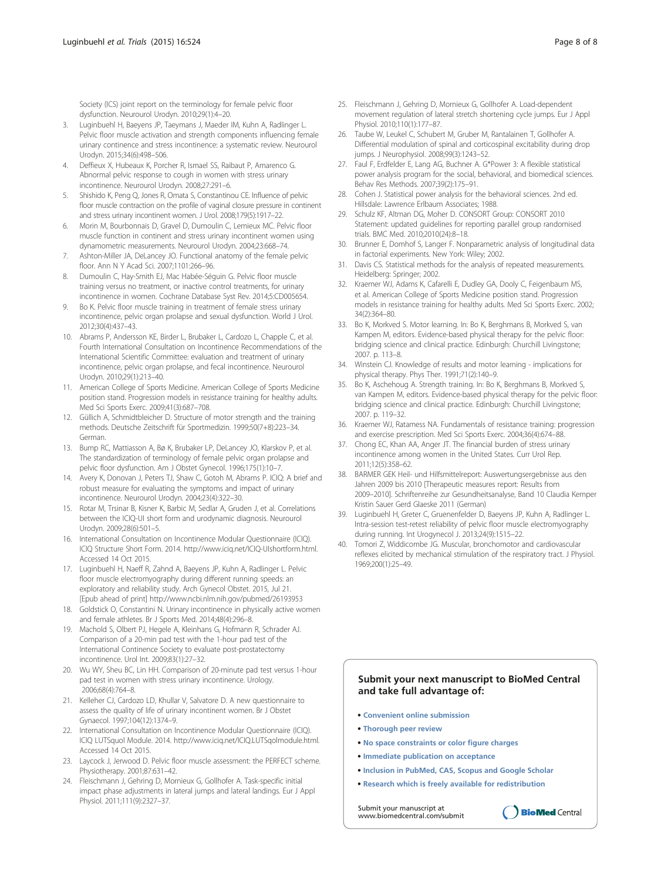Society (ICS) joint report on the terminology for female pelvic floor dysfunction. Neurourol Urodyn. 2010;29(1):4–20.

3. Luginbuehl H, Baeyens JP, Taeymans J, Maeder IM, Kuhn A, Radlinger L. Pelvic floor muscle activation and strength components influencing female urinary continence and stress incontinence: a systematic review. Neurourol Urodyn. 2015;34(6):498–506.
4. Deffieux X, Hubeaux K, Porcher R, Ismael SS, Raibaut P, Amarenco G. Abnormal pelvic response to cough in women with stress urinary incontinence. Neurourol Urodyn. 2008;27:291–6.
5. Shishido K, Peng Q, Jones R, Omata S, Constantinou CE. Influence of pelvic floor muscle contraction on the profile of vaginal closure pressure in continent and stress urinary incontinent women. J Urol. 2008;179(5):1917–22.
6. Morin M, Bourbonnais D, Gravel D, Dumoulin C, Lemieux MC. Pelvic floor muscle function in continent and stress urinary incontinent women using dynamometric measurements. Neurourol Urodyn. 2004;23:668–74.
7. Ashton-Miller JA, DeLancey JO. Functional anatomy of the female pelvic floor. Ann N Y Acad Sci. 2007;1101:266–96.
8. Dumoulin C, Hay-Smith EJ, Mac Habée-Séguin G. Pelvic floor muscle training versus no treatment, or inactive control treatments, for urinary incontinence in women. Cochrane Database Syst Rev. 2014;5:CD005654.
9. Bo K. Pelvic floor muscle training in treatment of female stress urinary incontinence, pelvic organ prolapse and sexual dysfunction. World J Urol. 2012;30(4):437–43.
10. Abrams P, Andersson KE, Birder L, Brubaker L, Cardozo L, Chapple C, et al. Fourth International Consultation on Incontinence Recommendations of the International Scientific Committee: evaluation and treatment of urinary incontinence, pelvic organ prolapse, and fecal incontinence. Neurourol Urodyn. 2010;29(1):213–40.
11. American College of Sports Medicine. American College of Sports Medicine position stand. Progression models in resistance training for healthy adults. Med Sci Sports Exerc. 2009;41(3):687–708.
12. Güllich A, Schmidtbleicher D. Structure of motor strength and the training methods. Deutsche Zeitschrift für Sportmedizin. 1999;50(7+8):223–34. German.
13. Bump RC, Mattiasson A, Bø K, Brubaker LP, DeLancey JO, Klarskov P, et al. The standardization of terminology of female pelvic organ prolapse and pelvic floor dysfunction. Am J Obstet Gynecol. 1996;175(1):10–7.
14. Avery K, Donovan J, Peters TJ, Shaw C, Gotoh M, Abrams P. ICIQ: A brief and robust measure for evaluating the symptoms and impact of urinary incontinence. Neurourol Urodyn. 2004;23(4):322–30.
15. Rotar M, Trsinar B, Kisner K, Barbic M, Sedlar A, Gruden J, et al. Correlations between the ICIQ-UI short form and urodynamic diagnosis. Neurourol Urodyn. 2009;28(6):501–5.
16. International Consultation on Incontinence Modular Questionnaire (ICIQ). ICIQ Structure Short Form. 2014. http://www.iciq.net/ICIQ-UIshortform.html. Accessed 14 Oct 2015.
17. Luginbuehl H, Naeff R, Zahnd A, Baeyens JP, Kuhn A, Radlinger L. Pelvic floor muscle electromyography during different running speeds: an exploratory and reliability study. Arch Gynecol Obstet. 2015, Jul 21. [Epub ahead of print] http://www.ncbi.nlm.nih.gov/pubmed/26193953
18. Goldstick O, Constantini N. Urinary incontinence in physically active women and female athletes. Br J Sports Med. 2014;48(4):296–8.
19. Machold S, Olbert PJ, Hegele A, Kleinhans G, Hofmann R, Schrader AJ. Comparison of a 20-min pad test with the 1-hour pad test of the International Continence Society to evaluate post-prostatectomy incontinence. Urol Int. 2009;83(1):27–32.
20. Wu WY, Sheu BC, Lin HH. Comparison of 20-minute pad test versus 1-hour pad test in women with stress urinary incontinence. Urology. 2006;68(4):764–8.
21. Kelleher CJ, Cardozo LD, Khullar V, Salvatore D. A new questionnaire to assess the quality of life of urinary incontinent women. Br J Obstet Gynaecol. 1997;104(12):1374–9.
22. International Consultation on Incontinence Modular Questionnaire (ICIQ). ICIQ LUTSquol Module. 2014. http://www.iciq.net/ICIQ.LUTSqolmodule.html. Accessed 14 Oct 2015.
23. Laycock J, Jerwood D. Pelvic floor muscle assessment: the PERFECT scheme. Physiotherapy. 2001;87:631–42.
24. Fleischmann J, Gehring D, Mornieux G, Gollhofer A. Task-specific initial impact phase adjustments in lateral jumps and lateral landings. Eur J Appl Physiol. 2011;111(9):2327–37.
25. Fleischmann J, Gehring D, Mornieux G, Gollhofer A. Load-dependent movement regulation of lateral stretch shortening cycle jumps. Eur J Appl Physiol. 2010;110(1):177–87.
26. Taube W, Leukel C, Schubert M, Gruber M, Rantalainen T, Gollhofer A. Differential modulation of spinal and corticospinal excitability during drop jumps. J Neurophysiol. 2008;99(3):1243–52.
27. Faul F, Erdfelder E, Lang AG, Buchner A. G*Power 3: A flexible statistical power analysis program for the social, behavioral, and biomedical sciences. Behav Res Methods. 2007;39(2):175–91.
28. Cohen J. Statistical power analysis for the behavioral sciences. 2nd ed. Hillsdale: Lawrence Erlbaum Associates; 1988.
29. Schulz KF, Altman DG, Moher D. CONSORT Group: CONSORT 2010 Statement: updated guidelines for reporting parallel group randomised trials. BMC Med. 2010;2010(24):8–18.
30. Brunner E, Domhof S, Langer F. Nonparametric analysis of longitudinal data in factorial experiments. New York: Wiley; 2002.
31. Davis CS. Statistical methods for the analysis of repeated measurements. Heidelberg: Springer; 2002.
32. Kraemer WJ, Adams K, Cafarelli E, Dudley GA, Dooly C, Feigenbaum MS, et al. American College of Sports Medicine position stand. Progression models in resistance training for healthy adults. Med Sci Sports Exerc. 2002; 34(2):364–80.
33. Bo K, Morkved S. Motor learning. In: Bo K, Berghmans B, Morkved S, van Kampen M, editors. Evidence-based physical therapy for the pelvic floor: bridging science and clinical practice. Edinburgh: Churchill Livingstone; 2007. p. 113–8.
34. Winstein CJ. Knowledge of results and motor learning - implications for physical therapy. Phys Ther. 1991;71(2):140–9.
35. Bo K, Aschehoug A. Strength training. In: Bo K, Berghmans B, Morkved S, van Kampen M, editors. Evidence-based physical therapy for the pelvic floor: bridging science and clinical practice. Edinburgh: Churchill Livingstone; 2007. p. 119–32.
36. Kraemer WJ, Ratamess NA. Fundamentals of resistance training: progression and exercise prescription. Med Sci Sports Exerc. 2004;36(4):674–88.
37. Chong EC, Khan AA, Anger JT. The financial burden of stress urinary incontinence among women in the United States. Curr Urol Rep. 2011;12(5):358–62.
38. BARMER GEK Heil- und Hilfsmittelreport: Auswertungsergebnisse aus den Jahren 2009 bis 2010 [Therapeutic measures report: Results from 2009–2010]. Schriftenreihe zur Gesundheitsanalyse, Band 10 Claudia Kemper Kristin Sauer Gerd Glaeske 2011 (German)
39. Luginbuehl H, Greter C, Gruenenfelder D, Baeyens JP, Kuhn A, Radlinger L. Intra-session test-retest reliability of pelvic floor muscle electromyography during running. Int Urogynecol J. 2013;24(9):1515–22.
40. Tomori Z, Widdicombe JG. Muscular, bronchomotor and cardiovascular reflexes elicited by mechanical stimulation of the respiratory tract. J Physiol. 1969;200(1):25–49.

**Submit your next manuscript to BioMed Central and take full advantage of:**

- **Convenient online submission**
- **Thorough peer review**
- **No space constraints or color figure charges**
- **Immediate publication on acceptance**
- **Inclusion in PubMed, CAS, Scopus and Google Scholar**
- **Research which is freely available for redistribution**

Submit your manuscript at
www.biomedcentral.com/submit

BioMed Central